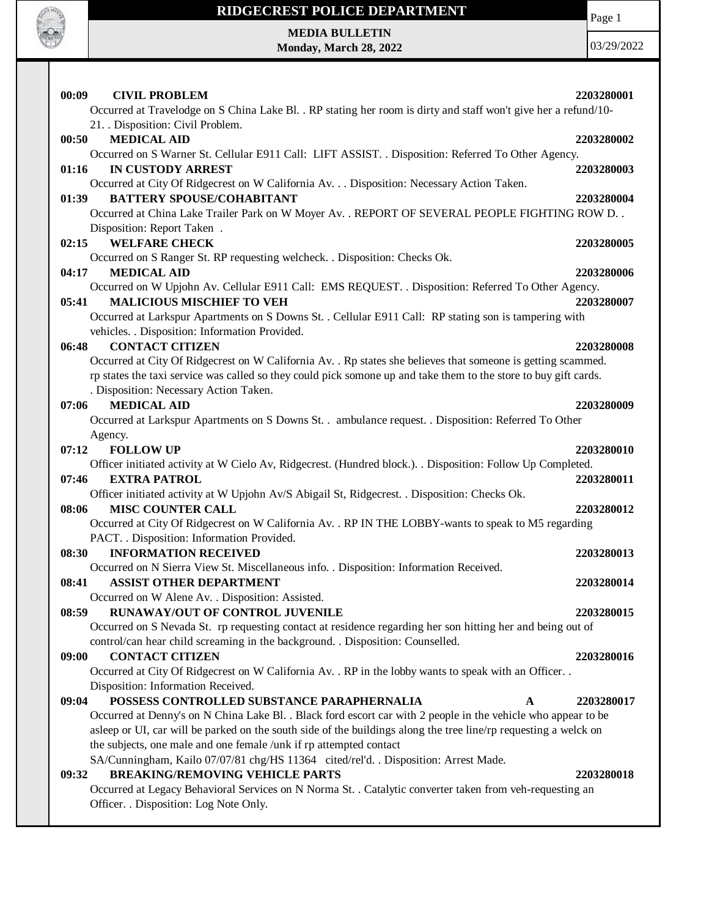# RIDGECREST POLICE DEPARTMENT

**MEDIA BULLETIN**
**Monday, March 28, 2022**

03/29/2022

**00:09 CIVIL PROBLEM** **2203280001**
Occurred at Travelodge on S China Lake Bl. . RP stating her room is dirty and staff won't give her a refund/10-21. . Disposition: Civil Problem.

**00:50 MEDICAL AID** **2203280002**
Occurred on S Warner St. Cellular E911 Call: LIFT ASSIST. . Disposition: Referred To Other Agency.

**01:16 IN CUSTODY ARREST** **2203280003**
Occurred at City Of Ridgecrest on W California Av. . . Disposition: Necessary Action Taken.

**01:39 BATTERY SPOUSE/COHABITANT** **2203280004**
Occurred at China Lake Trailer Park on W Moyer Av. . REPORT OF SEVERAL PEOPLE FIGHTING ROW D. . Disposition: Report Taken .

**02:15 WELFARE CHECK** **2203280005**
Occurred on S Ranger St. RP requesting welcheck. . Disposition: Checks Ok.

**04:17 MEDICAL AID** **2203280006**
Occurred on W Upjohn Av. Cellular E911 Call: EMS REQUEST. . Disposition: Referred To Other Agency.

**05:41 MALICIOUS MISCHIEF TO VEH** **2203280007**
Occurred at Larkspur Apartments on S Downs St. . Cellular E911 Call: RP stating son is tampering with vehicles. . Disposition: Information Provided.

**06:48 CONTACT CITIZEN** **2203280008**
Occurred at City Of Ridgecrest on W California Av. . Rp states she believes that someone is getting scammed. rp states the taxi service was called so they could pick somone up and take them to the store to buy gift cards. . Disposition: Necessary Action Taken.

**07:06 MEDICAL AID** **2203280009**
Occurred at Larkspur Apartments on S Downs St. . ambulance request. . Disposition: Referred To Other Agency.

**07:12 FOLLOW UP** **2203280010**
Officer initiated activity at W Cielo Av, Ridgecrest. (Hundred block.). . Disposition: Follow Up Completed.

**07:46 EXTRA PATROL** **2203280011**
Officer initiated activity at W Upjohn Av/S Abigail St, Ridgecrest. . Disposition: Checks Ok.

**08:06 MISC COUNTER CALL** **2203280012**
Occurred at City Of Ridgecrest on W California Av. . RP IN THE LOBBY-wants to speak to M5 regarding PACT. . Disposition: Information Provided.

**08:30 INFORMATION RECEIVED** **2203280013**
Occurred on N Sierra View St. Miscellaneous info. . Disposition: Information Received.

**08:41 ASSIST OTHER DEPARTMENT** **2203280014**
Occurred on W Alene Av. . Disposition: Assisted.

**08:59 RUNAWAY/OUT OF CONTROL JUVENILE** **2203280015**
Occurred on S Nevada St. rp requesting contact at residence regarding her son hitting her and being out of control/can hear child screaming in the background. . Disposition: Counselled.

**09:00 CONTACT CITIZEN** **2203280016**
Occurred at City Of Ridgecrest on W California Av. . RP in the lobby wants to speak with an Officer. . Disposition: Information Received.

**09:04 POSSESS CONTROLLED SUBSTANCE PARAPHERNALIA** **A** **2203280017**
Occurred at Denny's on N China Lake Bl. . Black ford escort car with 2 people in the vehicle who appear to be asleep or UI, car will be parked on the south side of the buildings along the tree line/rp requesting a welck on the subjects, one male and one female /unk if rp attempted contact
SA/Cunningham, Kailo 07/07/81 chg/HS 11364 cited/rel'd. . Disposition: Arrest Made.

**09:32 BREAKING/REMOVING VEHICLE PARTS** **2203280018**
Occurred at Legacy Behavioral Services on N Norma St. . Catalytic converter taken from veh-requesting an Officer. . Disposition: Log Note Only.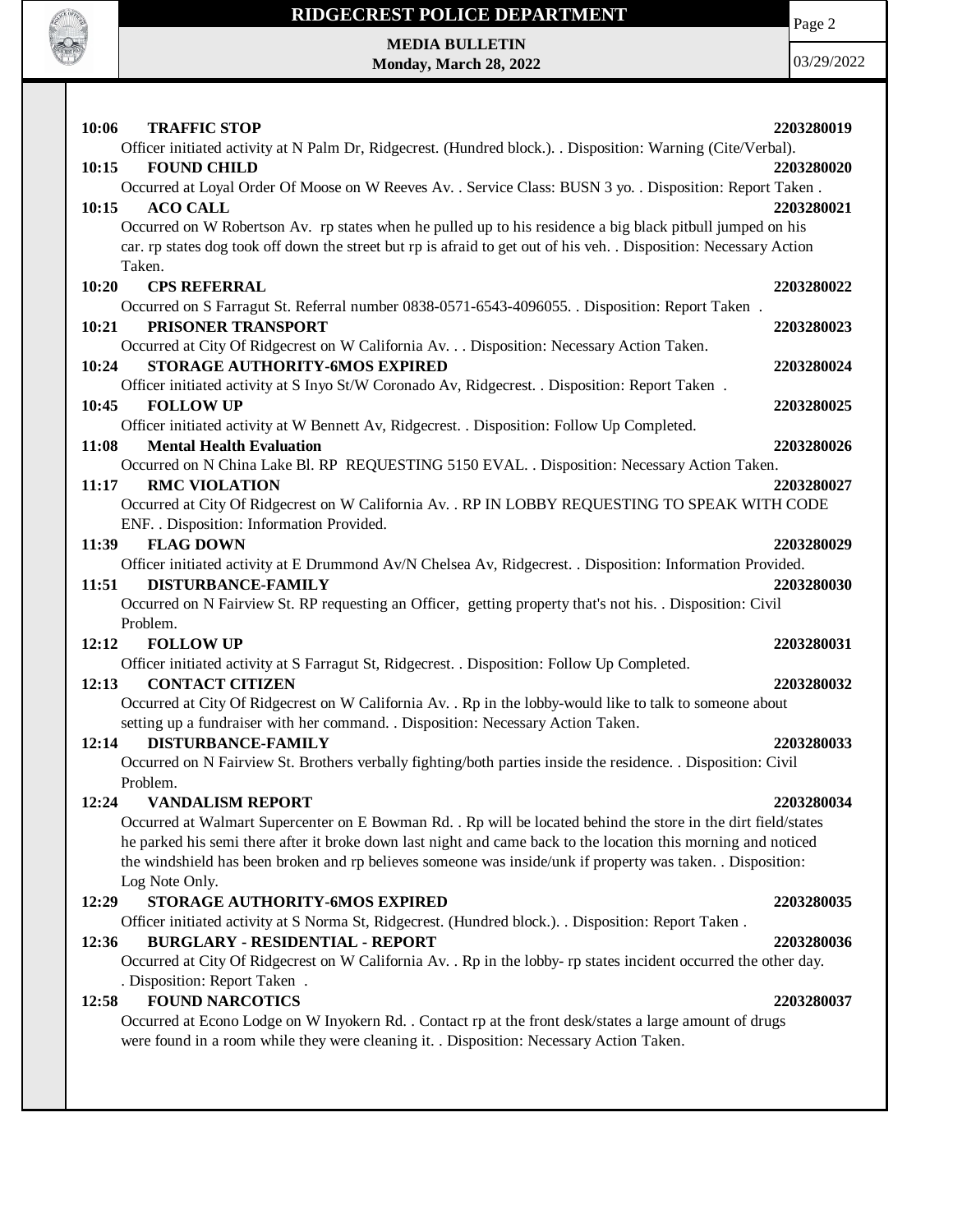**10:06 TRAFFIC STOP 2203280019**

Officer initiated activity at N Palm Dr, Ridgecrest. (Hundred block.). . Disposition: Warning (Cite/Verbal).

**10:15 FOUND CHILD 2203280020**

Occurred at Loyal Order Of Moose on W Reeves Av. . Service Class: BUSN 3 yo. . Disposition: Report Taken .

**10:15 ACO CALL 2203280021**

Occurred on W Robertson Av. rp states when he pulled up to his residence a big black pitbull jumped on his car. rp states dog took off down the street but rp is afraid to get out of his veh. . Disposition: Necessary Action Taken.

**10:20 CPS REFERRAL 2203280022**

Occurred on S Farragut St. Referral number 0838-0571-6543-4096055. . Disposition: Report Taken .

**10:21 PRISONER TRANSPORT 2203280023**

Occurred at City Of Ridgecrest on W California Av. . . Disposition: Necessary Action Taken.

**10:24 STORAGE AUTHORITY-6MOS EXPIRED 2203280024**

Officer initiated activity at S Inyo St/W Coronado Av, Ridgecrest. . Disposition: Report Taken .

**10:45 FOLLOW UP 2203280025**

Officer initiated activity at W Bennett Av, Ridgecrest. . Disposition: Follow Up Completed.

**11:08 Mental Health Evaluation 2203280026**

Occurred on N China Lake Bl. RP REQUESTING 5150 EVAL. . Disposition: Necessary Action Taken.

**11:17 RMC VIOLATION 2203280027**

Occurred at City Of Ridgecrest on W California Av. . RP IN LOBBY REQUESTING TO SPEAK WITH CODE ENF. . Disposition: Information Provided.

**11:39 FLAG DOWN 2203280029**

Officer initiated activity at E Drummond Av/N Chelsea Av, Ridgecrest. . Disposition: Information Provided.

**11:51 DISTURBANCE-FAMILY 2203280030**

Occurred on N Fairview St. RP requesting an Officer, getting property that's not his. . Disposition: Civil Problem.

**12:12 FOLLOW UP 2203280031**

Officer initiated activity at S Farragut St, Ridgecrest. . Disposition: Follow Up Completed.

**12:13 CONTACT CITIZEN 2203280032**

Occurred at City Of Ridgecrest on W California Av. . Rp in the lobby-would like to talk to someone about setting up a fundraiser with her command. . Disposition: Necessary Action Taken.

**12:14 DISTURBANCE-FAMILY 2203280033**

Occurred on N Fairview St. Brothers verbally fighting/both parties inside the residence. . Disposition: Civil Problem.

**12:24 VANDALISM REPORT 2203280034**

Occurred at Walmart Supercenter on E Bowman Rd. . Rp will be located behind the store in the dirt field/states he parked his semi there after it broke down last night and came back to the location this morning and noticed the windshield has been broken and rp believes someone was inside/unk if property was taken. . Disposition: Log Note Only.

**12:29 STORAGE AUTHORITY-6MOS EXPIRED 2203280035**

Officer initiated activity at S Norma St, Ridgecrest. (Hundred block.). . Disposition: Report Taken .

**12:36 BURGLARY - RESIDENTIAL - REPORT 2203280036**

Occurred at City Of Ridgecrest on W California Av. . Rp in the lobby- rp states incident occurred the other day. . Disposition: Report Taken .

**12:58 FOUND NARCOTICS 2203280037**

Occurred at Econo Lodge on W Inyokern Rd. . Contact rp at the front desk/states a large amount of drugs were found in a room while they were cleaning it. . Disposition: Necessary Action Taken.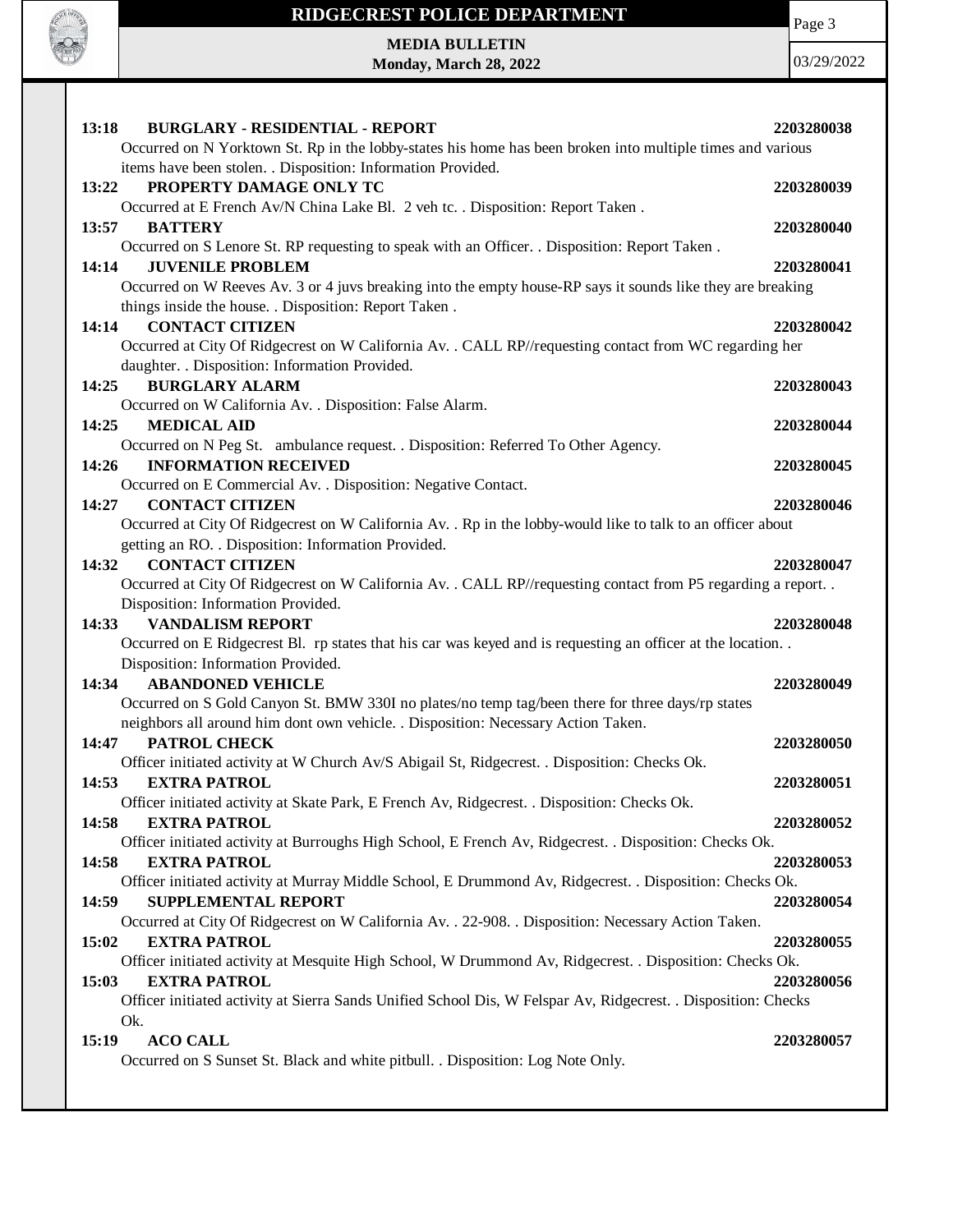**13:18 BURGLARY - RESIDENTIAL - REPORT 2203280038**
Occurred on N Yorktown St. Rp in the lobby-states his home has been broken into multiple times and various items have been stolen. . Disposition: Information Provided.

**13:22 PROPERTY DAMAGE ONLY TC 2203280039**
Occurred at E French Av/N China Lake Bl. 2 veh tc. . Disposition: Report Taken .

**13:57 BATTERY 2203280040**
Occurred on S Lenore St. RP requesting to speak with an Officer. . Disposition: Report Taken .

**14:14 JUVENILE PROBLEM 2203280041**
Occurred on W Reeves Av. 3 or 4 juvs breaking into the empty house-RP says it sounds like they are breaking things inside the house. . Disposition: Report Taken .

**14:14 CONTACT CITIZEN 2203280042**
Occurred at City Of Ridgecrest on W California Av. . CALL RP//requesting contact from WC regarding her daughter. . Disposition: Information Provided.

**14:25 BURGLARY ALARM 2203280043**
Occurred on W California Av. . Disposition: False Alarm.

**14:25 MEDICAL AID 2203280044**
Occurred on N Peg St. ambulance request. . Disposition: Referred To Other Agency.

**14:26 INFORMATION RECEIVED 2203280045**
Occurred on E Commercial Av. . Disposition: Negative Contact.

**14:27 CONTACT CITIZEN 2203280046**
Occurred at City Of Ridgecrest on W California Av. . Rp in the lobby-would like to talk to an officer about getting an RO. . Disposition: Information Provided.

**14:32 CONTACT CITIZEN 2203280047**
Occurred at City Of Ridgecrest on W California Av. . CALL RP//requesting contact from P5 regarding a report. . Disposition: Information Provided.

**14:33 VANDALISM REPORT 2203280048**
Occurred on E Ridgecrest Bl. rp states that his car was keyed and is requesting an officer at the location. . Disposition: Information Provided.

**14:34 ABANDONED VEHICLE 2203280049**
Occurred on S Gold Canyon St. BMW 330I no plates/no temp tag/been there for three days/rp states neighbors all around him dont own vehicle. . Disposition: Necessary Action Taken.

**14:47 PATROL CHECK 2203280050**
Officer initiated activity at W Church Av/S Abigail St, Ridgecrest. . Disposition: Checks Ok.

**14:53 EXTRA PATROL 2203280051**
Officer initiated activity at Skate Park, E French Av, Ridgecrest. . Disposition: Checks Ok.

**14:58 EXTRA PATROL 2203280052**
Officer initiated activity at Burroughs High School, E French Av, Ridgecrest. . Disposition: Checks Ok.

**14:58 EXTRA PATROL 2203280053**
Officer initiated activity at Murray Middle School, E Drummond Av, Ridgecrest. . Disposition: Checks Ok.

**14:59 SUPPLEMENTAL REPORT 2203280054**
Occurred at City Of Ridgecrest on W California Av. . 22-908. . Disposition: Necessary Action Taken.

**15:02 EXTRA PATROL 2203280055**
Officer initiated activity at Mesquite High School, W Drummond Av, Ridgecrest. . Disposition: Checks Ok.

**15:03 EXTRA PATROL 2203280056**
Officer initiated activity at Sierra Sands Unified School Dis, W Felspar Av, Ridgecrest. . Disposition: Checks Ok.

**15:19 ACO CALL 2203280057**
Occurred on S Sunset St. Black and white pitbull. . Disposition: Log Note Only.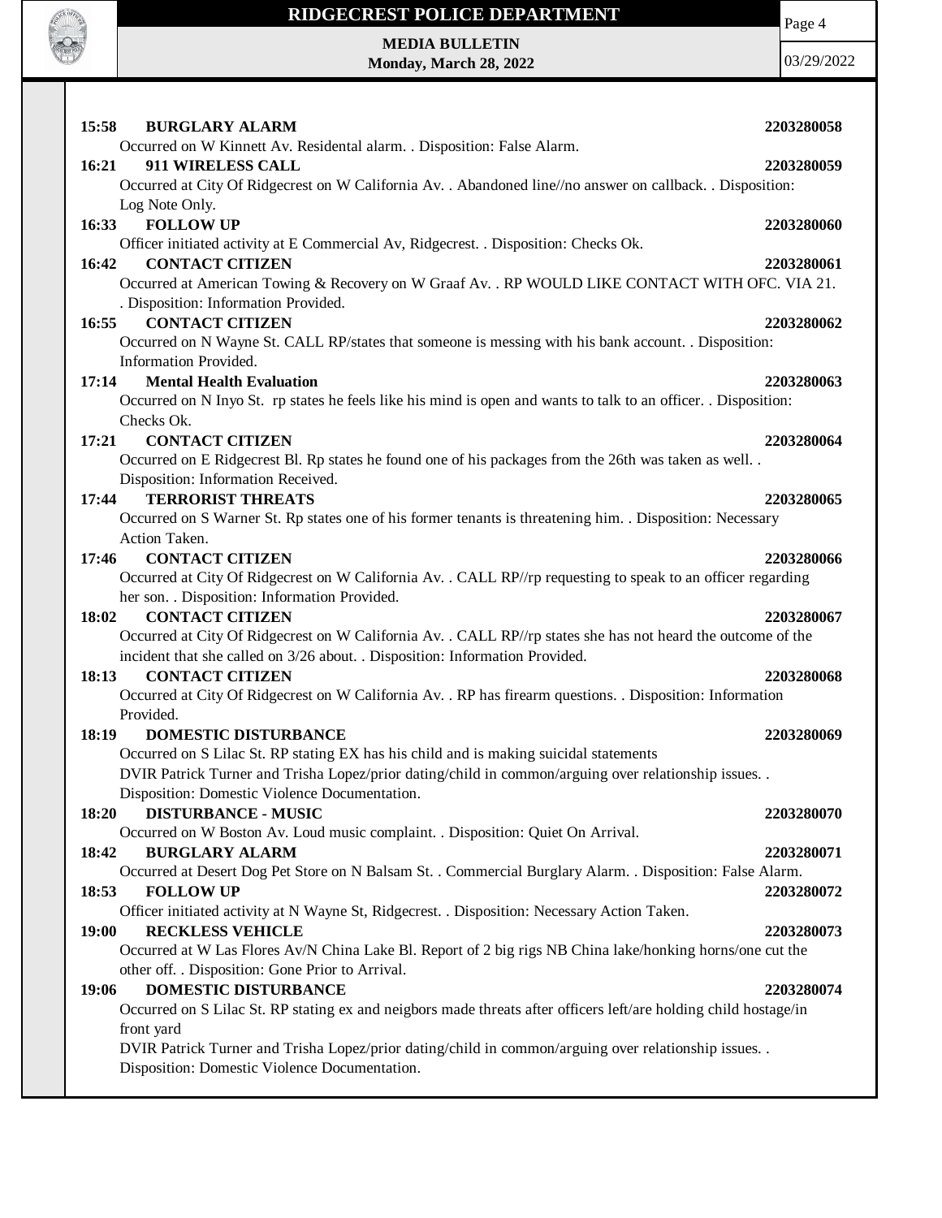**15:58 BURGLARY ALARM 2203280058**

Occurred on W Kinnett Av. Residental alarm. . Disposition: False Alarm.

**16:21 911 WIRELESS CALL 2203280059**

Occurred at City Of Ridgecrest on W California Av. . Abandoned line//no answer on callback. . Disposition: Log Note Only.

**16:33 FOLLOW UP 2203280060**

Officer initiated activity at E Commercial Av, Ridgecrest. . Disposition: Checks Ok.

**16:42 CONTACT CITIZEN 2203280061**

Occurred at American Towing & Recovery on W Graaf Av. . RP WOULD LIKE CONTACT WITH OFC. VIA 21. . Disposition: Information Provided.

**16:55 CONTACT CITIZEN 2203280062**

Occurred on N Wayne St. CALL RP/states that someone is messing with his bank account. . Disposition: Information Provided.

**17:14 Mental Health Evaluation 2203280063**

Occurred on N Inyo St. rp states he feels like his mind is open and wants to talk to an officer. . Disposition: Checks Ok.

**17:21 CONTACT CITIZEN 2203280064**

Occurred on E Ridgecrest Bl. Rp states he found one of his packages from the 26th was taken as well. . Disposition: Information Received.

**17:44 TERRORIST THREATS 2203280065**

Occurred on S Warner St. Rp states one of his former tenants is threatening him. . Disposition: Necessary Action Taken.

**17:46 CONTACT CITIZEN 2203280066**

Occurred at City Of Ridgecrest on W California Av. . CALL RP//rp requesting to speak to an officer regarding her son. . Disposition: Information Provided.

**18:02 CONTACT CITIZEN 2203280067**

Occurred at City Of Ridgecrest on W California Av. . CALL RP//rp states she has not heard the outcome of the incident that she called on 3/26 about. . Disposition: Information Provided.

**18:13 CONTACT CITIZEN 2203280068**

Occurred at City Of Ridgecrest on W California Av. . RP has firearm questions. . Disposition: Information Provided.

**18:19 DOMESTIC DISTURBANCE 2203280069**

Occurred on S Lilac St. RP stating EX has his child and is making suicidal statements
DVIR Patrick Turner and Trisha Lopez/prior dating/child in common/arguing over relationship issues. . Disposition: Domestic Violence Documentation.

**18:20 DISTURBANCE - MUSIC 2203280070**

Occurred on W Boston Av. Loud music complaint. . Disposition: Quiet On Arrival.

**18:42 BURGLARY ALARM 2203280071**

Occurred at Desert Dog Pet Store on N Balsam St. . Commercial Burglary Alarm. . Disposition: False Alarm.

**18:53 FOLLOW UP 2203280072**

Officer initiated activity at N Wayne St, Ridgecrest. . Disposition: Necessary Action Taken.

**19:00 RECKLESS VEHICLE 2203280073**

Occurred at W Las Flores Av/N China Lake Bl. Report of 2 big rigs NB China lake/honking horns/one cut the other off. . Disposition: Gone Prior to Arrival.

**19:06 DOMESTIC DISTURBANCE 2203280074**

Occurred on S Lilac St. RP stating ex and neigbors made threats after officers left/are holding child hostage/in front yard
DVIR Patrick Turner and Trisha Lopez/prior dating/child in common/arguing over relationship issues. . Disposition: Domestic Violence Documentation.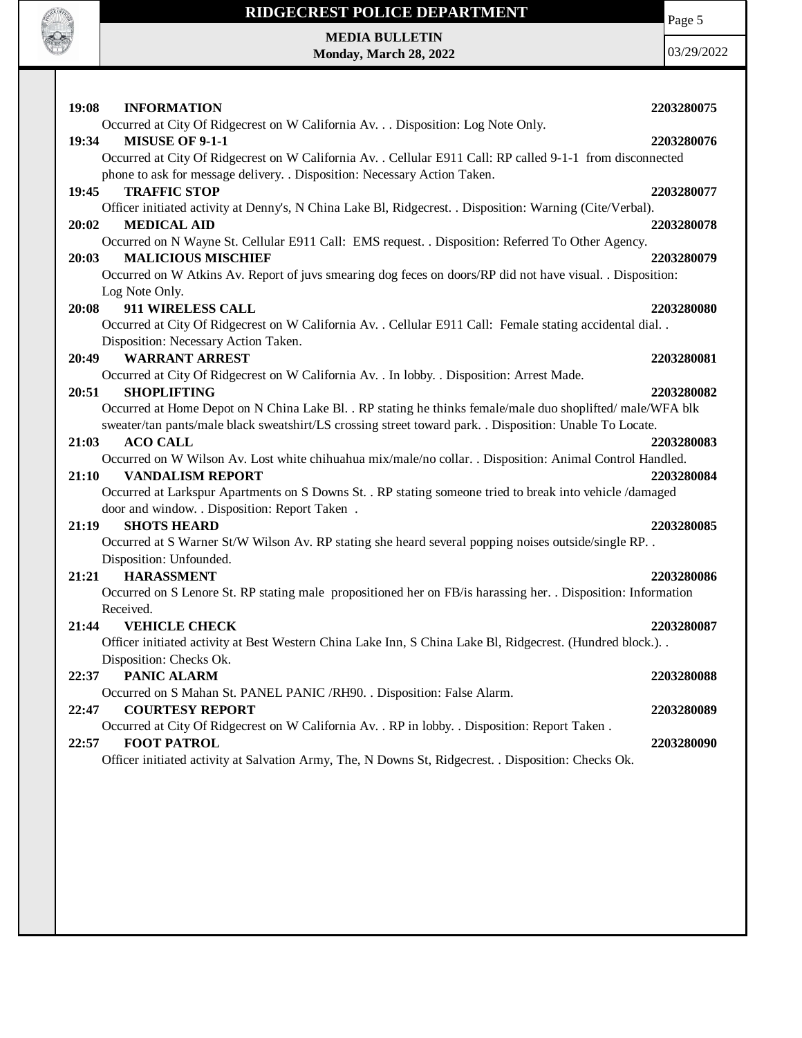**19:08 INFORMATION** **2203280075**

Occurred at City Of Ridgecrest on W California Av. . . Disposition: Log Note Only.

**19:34 MISUSE OF 9-1-1** **2203280076**

Occurred at City Of Ridgecrest on W California Av. . Cellular E911 Call: RP called 9-1-1 from disconnected phone to ask for message delivery. . Disposition: Necessary Action Taken.

**19:45 TRAFFIC STOP** **2203280077**

Officer initiated activity at Denny's, N China Lake Bl, Ridgecrest. . Disposition: Warning (Cite/Verbal).

**20:02 MEDICAL AID** **2203280078**

Occurred on N Wayne St. Cellular E911 Call: EMS request. . Disposition: Referred To Other Agency.

**20:03 MALICIOUS MISCHIEF** **2203280079**

Occurred on W Atkins Av. Report of juvs smearing dog feces on doors/RP did not have visual. . Disposition: Log Note Only.

**20:08 911 WIRELESS CALL** **2203280080**

Occurred at City Of Ridgecrest on W California Av. . Cellular E911 Call: Female stating accidental dial. . Disposition: Necessary Action Taken.

**20:49 WARRANT ARREST** **2203280081**

Occurred at City Of Ridgecrest on W California Av. . In lobby. . Disposition: Arrest Made.

**20:51 SHOPLIFTING** **2203280082**

Occurred at Home Depot on N China Lake Bl. . RP stating he thinks female/male duo shoplifted/ male/WFA blk sweater/tan pants/male black sweatshirt/LS crossing street toward park. . Disposition: Unable To Locate.

**21:03 ACO CALL** **2203280083**

Occurred on W Wilson Av. Lost white chihuahua mix/male/no collar. . Disposition: Animal Control Handled.

**21:10 VANDALISM REPORT** **2203280084**

Occurred at Larkspur Apartments on S Downs St. . RP stating someone tried to break into vehicle /damaged door and window. . Disposition: Report Taken .

**21:19 SHOTS HEARD** **2203280085**

Occurred at S Warner St/W Wilson Av. RP stating she heard several popping noises outside/single RP. . Disposition: Unfounded.

**21:21 HARASSMENT** **2203280086**

Occurred on S Lenore St. RP stating male propositioned her on FB/is harassing her. . Disposition: Information Received.

**21:44 VEHICLE CHECK** **2203280087**

Officer initiated activity at Best Western China Lake Inn, S China Lake Bl, Ridgecrest. (Hundred block.). . Disposition: Checks Ok.

**22:37 PANIC ALARM** **2203280088**

Occurred on S Mahan St. PANEL PANIC /RH90. . Disposition: False Alarm.

**22:47 COURTESY REPORT** **2203280089**

Occurred at City Of Ridgecrest on W California Av. . RP in lobby. . Disposition: Report Taken .

**22:57 FOOT PATROL** **2203280090**

Officer initiated activity at Salvation Army, The, N Downs St, Ridgecrest. . Disposition: Checks Ok.